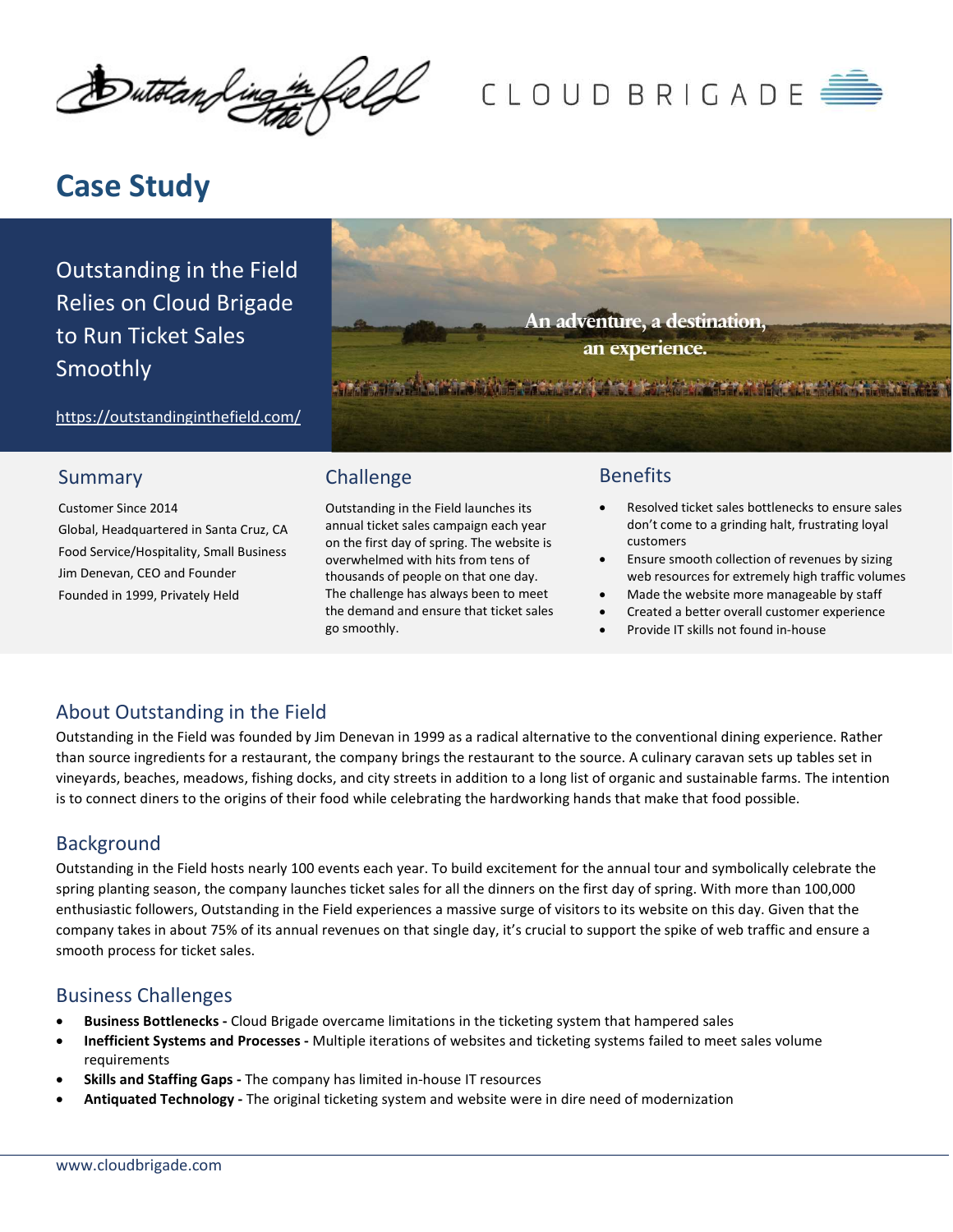# Case Study

## Outstanding in the Field Relies on Cloud Brigade to Run Ticket Sales Smoothly

https://outstandinginthefield.com/

An adventure, a destination, an experience.

### Summary

Customer Since 2014
Global, Headquartered in Santa Cruz, CA
Food Service/Hospitality, Small Business
Jim Denevan, CEO and Founder
Founded in 1999, Privately Held

### Challenge

Outstanding in the Field launches its annual ticket sales campaign each year on the first day of spring. The website is overwhelmed with hits from tens of thousands of people on that one day. The challenge has always been to meet the demand and ensure that ticket sales go smoothly.

### Benefits

- Resolved ticket sales bottlenecks to ensure sales don't come to a grinding halt, frustrating loyal customers
- Ensure smooth collection of revenues by sizing web resources for extremely high traffic volumes
- Made the website more manageable by staff
- Created a better overall customer experience
- Provide IT skills not found in-house

## About Outstanding in the Field

Outstanding in the Field was founded by Jim Denevan in 1999 as a radical alternative to the conventional dining experience. Rather than source ingredients for a restaurant, the company brings the restaurant to the source. A culinary caravan sets up tables set in vineyards, beaches, meadows, fishing docks, and city streets in addition to a long list of organic and sustainable farms. The intention is to connect diners to the origins of their food while celebrating the hardworking hands that make that food possible.

## Background

Outstanding in the Field hosts nearly 100 events each year. To build excitement for the annual tour and symbolically celebrate the spring planting season, the company launches ticket sales for all the dinners on the first day of spring. With more than 100,000 enthusiastic followers, Outstanding in the Field experiences a massive surge of visitors to its website on this day. Given that the company takes in about 75% of its annual revenues on that single day, it's crucial to support the spike of web traffic and ensure a smooth process for ticket sales.

## Business Challenges

- **Business Bottlenecks -** Cloud Brigade overcame limitations in the ticketing system that hampered sales
- **Inefficient Systems and Processes -** Multiple iterations of websites and ticketing systems failed to meet sales volume requirements
- **Skills and Staffing Gaps -** The company has limited in-house IT resources
- **Antiquated Technology -** The original ticketing system and website were in dire need of modernization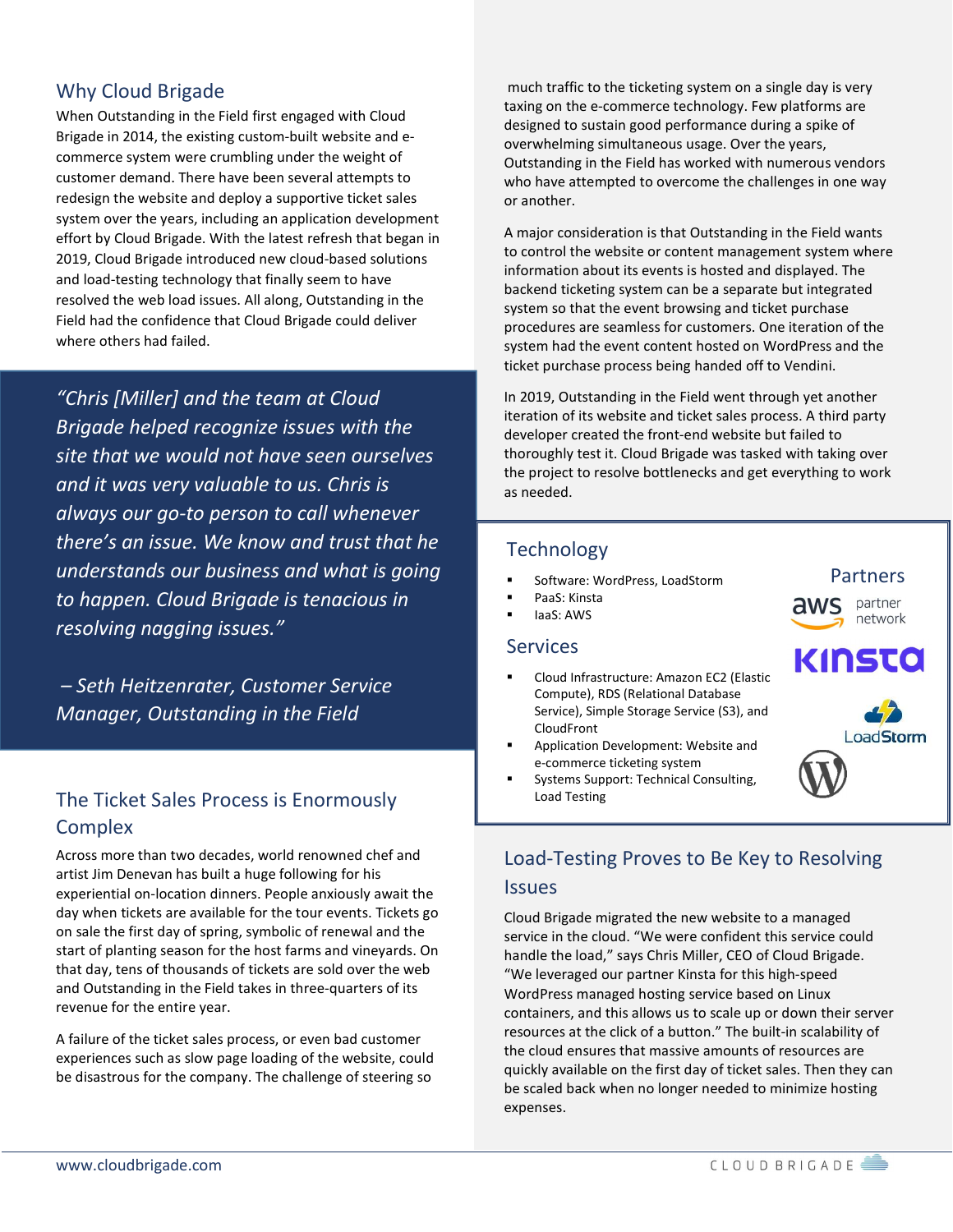## Why Cloud Brigade

When Outstanding in the Field first engaged with Cloud Brigade in 2014, the existing custom-built website and e-commerce system were crumbling under the weight of customer demand. There have been several attempts to redesign the website and deploy a supportive ticket sales system over the years, including an application development effort by Cloud Brigade. With the latest refresh that began in 2019, Cloud Brigade introduced new cloud-based solutions and load-testing technology that finally seem to have resolved the web load issues. All along, Outstanding in the Field had the confidence that Cloud Brigade could deliver where others had failed.

> *"Chris [Miller] and the team at Cloud Brigade helped recognize issues with the site that we would not have seen ourselves and it was very valuable to us. Chris is always our go-to person to call whenever there's an issue. We know and trust that he understands our business and what is going to happen. Cloud Brigade is tenacious in resolving nagging issues."*
>
> *– Seth Heitzenrater, Customer Service Manager, Outstanding in the Field*

## The Ticket Sales Process is Enormously Complex

Across more than two decades, world renowned chef and artist Jim Denevan has built a huge following for his experiential on-location dinners. People anxiously await the day when tickets are available for the tour events. Tickets go on sale the first day of spring, symbolic of renewal and the start of planting season for the host farms and vineyards. On that day, tens of thousands of tickets are sold over the web and Outstanding in the Field takes in three-quarters of its revenue for the entire year.

A failure of the ticket sales process, or even bad customer experiences such as slow page loading of the website, could be disastrous for the company. The challenge of steering so much traffic to the ticketing system on a single day is very taxing on the e-commerce technology. Few platforms are designed to sustain good performance during a spike of overwhelming simultaneous usage. Over the years, Outstanding in the Field has worked with numerous vendors who have attempted to overcome the challenges in one way or another.

A major consideration is that Outstanding in the Field wants to control the website or content management system where information about its events is hosted and displayed. The backend ticketing system can be a separate but integrated system so that the event browsing and ticket purchase procedures are seamless for customers. One iteration of the system had the event content hosted on WordPress and the ticket purchase process being handed off to Vendini.

In 2019, Outstanding in the Field went through yet another iteration of its website and ticket sales process. A third party developer created the front-end website but failed to thoroughly test it. Cloud Brigade was tasked with taking over the project to resolve bottlenecks and get everything to work as needed.

### Technology

- Software: WordPress, LoadStorm
- PaaS: Kinsta
- IaaS: AWS

### Services

- Cloud Infrastructure: Amazon EC2 (Elastic Compute), RDS (Relational Database Service), Simple Storage Service (S3), and CloudFront
- Application Development: Website and e-commerce ticketing system
- Systems Support: Technical Consulting, Load Testing

### Partners

aws partner network

Kinsta

LoadStorm

## Load-Testing Proves to Be Key to Resolving Issues

Cloud Brigade migrated the new website to a managed service in the cloud. "We were confident this service could handle the load," says Chris Miller, CEO of Cloud Brigade. "We leveraged our partner Kinsta for this high-speed WordPress managed hosting service based on Linux containers, and this allows us to scale up or down their server resources at the click of a button." The built-in scalability of the cloud ensures that massive amounts of resources are quickly available on the first day of ticket sales. Then they can be scaled back when no longer needed to minimize hosting expenses.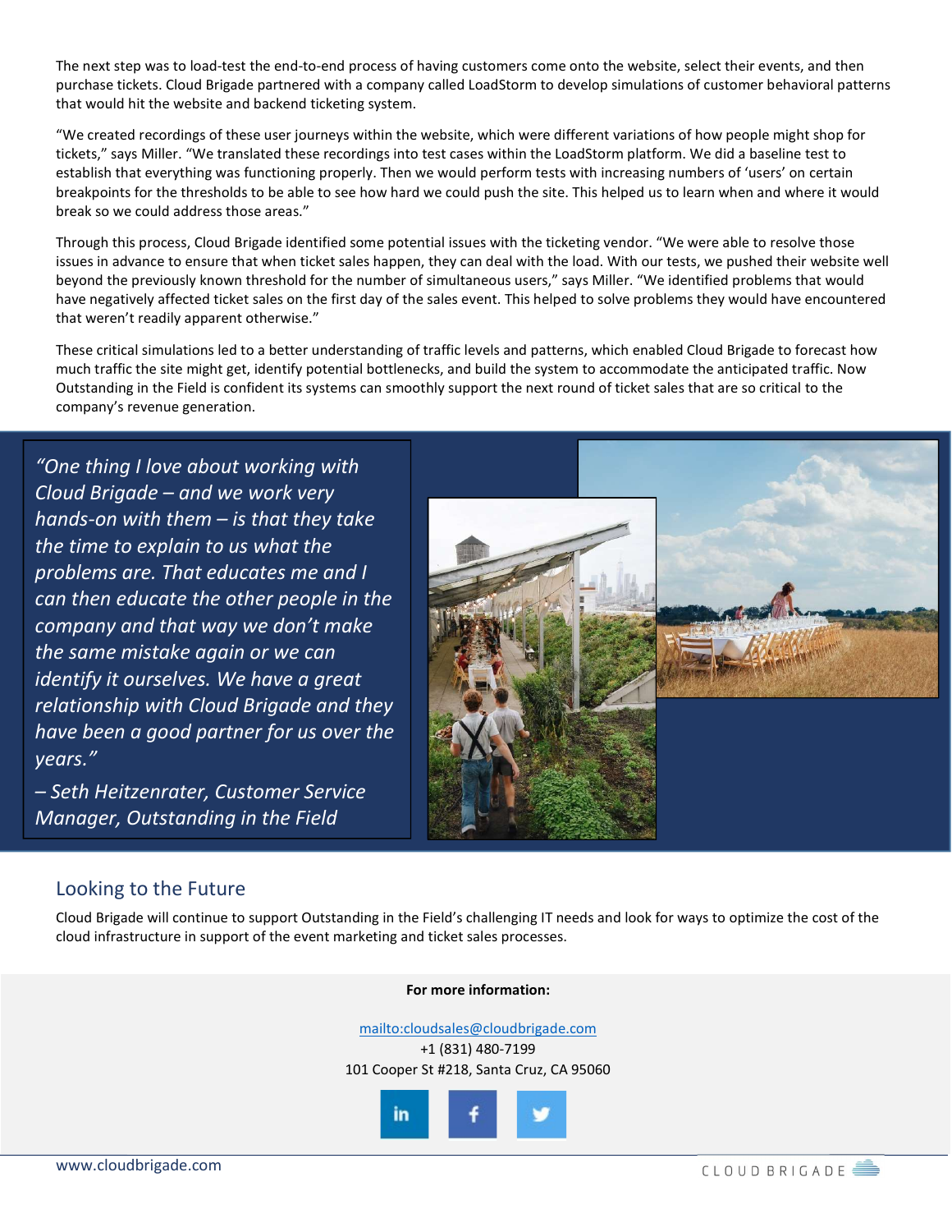The next step was to load-test the end-to-end process of having customers come onto the website, select their events, and then purchase tickets. Cloud Brigade partnered with a company called LoadStorm to develop simulations of customer behavioral patterns that would hit the website and backend ticketing system.

"We created recordings of these user journeys within the website, which were different variations of how people might shop for tickets," says Miller. "We translated these recordings into test cases within the LoadStorm platform. We did a baseline test to establish that everything was functioning properly. Then we would perform tests with increasing numbers of 'users' on certain breakpoints for the thresholds to be able to see how hard we could push the site. This helped us to learn when and where it would break so we could address those areas."

Through this process, Cloud Brigade identified some potential issues with the ticketing vendor. "We were able to resolve those issues in advance to ensure that when ticket sales happen, they can deal with the load. With our tests, we pushed their website well beyond the previously known threshold for the number of simultaneous users," says Miller. "We identified problems that would have negatively affected ticket sales on the first day of the sales event. This helped to solve problems they would have encountered that weren't readily apparent otherwise."

These critical simulations led to a better understanding of traffic levels and patterns, which enabled Cloud Brigade to forecast how much traffic the site might get, identify potential bottlenecks, and build the system to accommodate the anticipated traffic. Now Outstanding in the Field is confident its systems can smoothly support the next round of ticket sales that are so critical to the company's revenue generation.

*"One thing I love about working with Cloud Brigade – and we work very hands-on with them – is that they take the time to explain to us what the problems are. That educates me and I can then educate the other people in the company and that way we don't make the same mistake again or we can identify it ourselves. We have a great relationship with Cloud Brigade and they have been a good partner for us over the years."*

*– Seth Heitzenrater, Customer Service Manager, Outstanding in the Field*

## Looking to the Future

Cloud Brigade will continue to support Outstanding in the Field's challenging IT needs and look for ways to optimize the cost of the cloud infrastructure in support of the event marketing and ticket sales processes.

**For more information:**

mailto:cloudsales@cloudbrigade.com

+1 (831) 480-7199

101 Cooper St #218, Santa Cruz, CA 95060

www.cloudbrigade.com